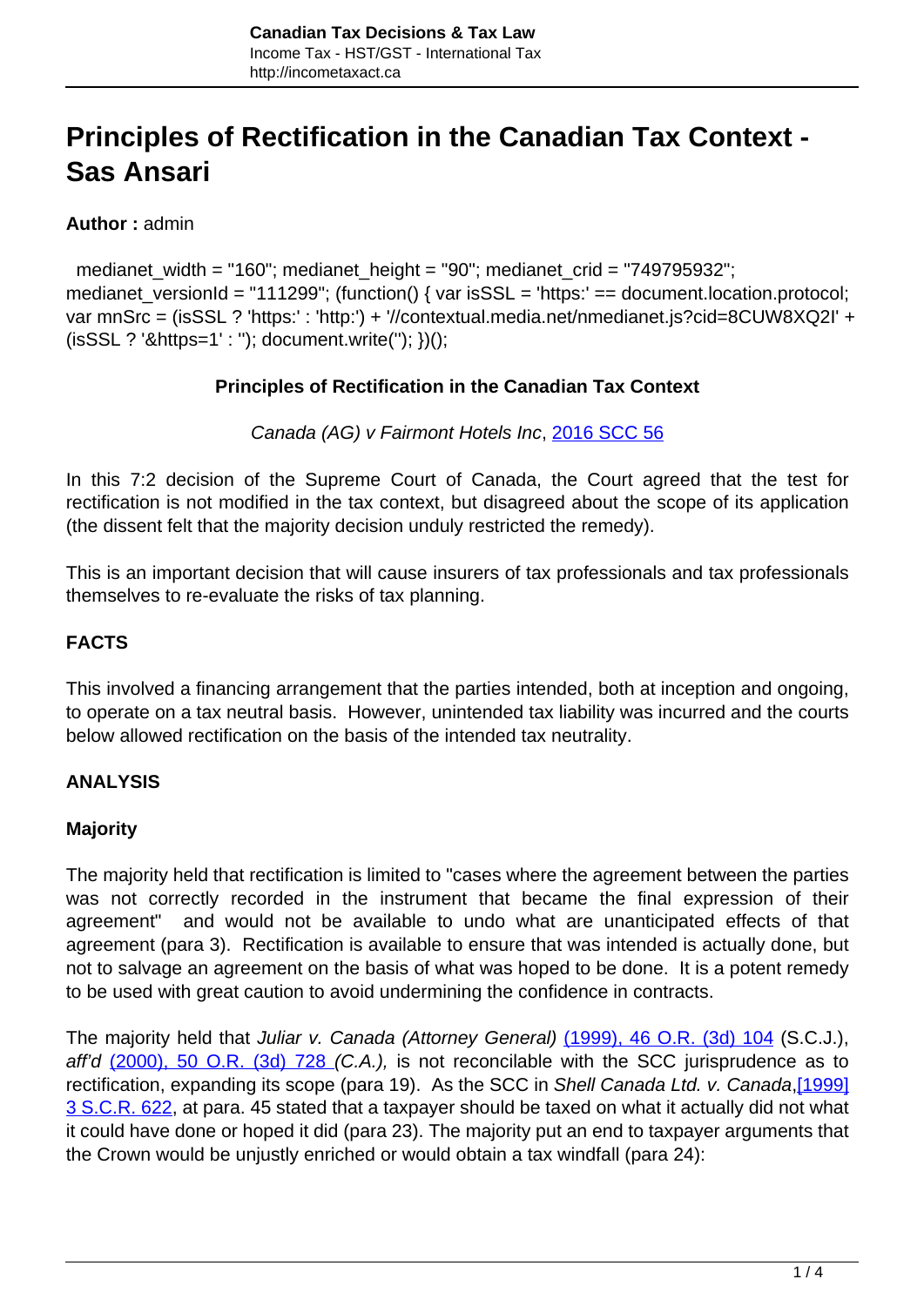# Principles of Rectification in the Canadian Tax Context - Sas Ansari

**Author :** admin

medianet_width = "160"; medianet_height = "90"; medianet_crid = "749795932"; medianet_versionId = "111299"; (function() { var isSSL = 'https:' == document.location.protocol; var mnSrc = (isSSL ? 'https:' : 'http:') + '//contextual.media.net/nmedianet.js?cid=8CUW8XQ2I' + (isSSL ? '&https=1' : ''); document.write(''); })();

**Principles of Rectification in the Canadian Tax Context**

*Canada (AG) v Fairmont Hotels Inc*, [2016 SCC 56](#)

In this 7:2 decision of the Supreme Court of Canada, the Court agreed that the test for rectification is not modified in the tax context, but disagreed about the scope of its application (the dissent felt that the majority decision unduly restricted the remedy).

This is an important decision that will cause insurers of tax professionals and tax professionals themselves to re-evaluate the risks of tax planning.

**FACTS**

This involved a financing arrangement that the parties intended, both at inception and ongoing, to operate on a tax neutral basis. However, unintended tax liability was incurred and the courts below allowed rectification on the basis of the intended tax neutrality.

**ANALYSIS**

**Majority**

The majority held that rectification is limited to "cases where the agreement between the parties was not correctly recorded in the instrument that became the final expression of their agreement" and would not be available to undo what are unanticipated effects of that agreement (para 3). Rectification is available to ensure that was intended is actually done, but not to salvage an agreement on the basis of what was hoped to be done. It is a potent remedy to be used with great caution to avoid undermining the confidence in contracts.

The majority held that *Juliar v. Canada (Attorney General)* [(1999), 46 O.R. (3d) 104](#) (S.C.J.), *aff'd* [(2000), 50 O.R. (3d) 728](#) *(C.A.),* is not reconcilable with the SCC jurisprudence as to rectification, expanding its scope (para 19). As the SCC in *Shell Canada Ltd. v. Canada*,[[1999] 3 S.C.R. 622](#), at para. 45 stated that a taxpayer should be taxed on what it actually did not what it could have done or hoped it did (para 23). The majority put an end to taxpayer arguments that the Crown would be unjustly enriched or would obtain a tax windfall (para 24):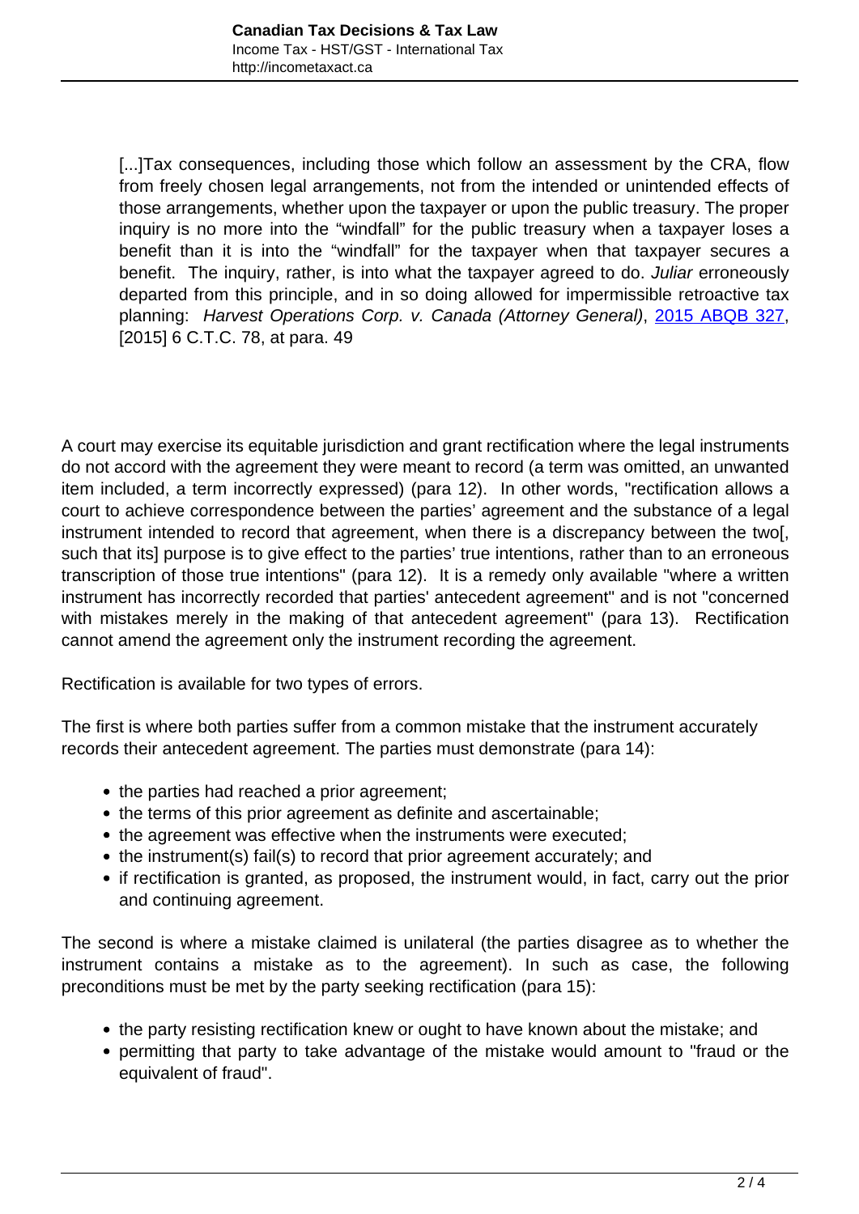> [...]Tax consequences, including those which follow an assessment by the CRA, flow from freely chosen legal arrangements, not from the intended or unintended effects of those arrangements, whether upon the taxpayer or upon the public treasury. The proper inquiry is no more into the "windfall" for the public treasury when a taxpayer loses a benefit than it is into the "windfall" for the taxpayer when that taxpayer secures a benefit. The inquiry, rather, is into what the taxpayer agreed to do. *Juliar* erroneously departed from this principle, and in so doing allowed for impermissible retroactive tax planning: *Harvest Operations Corp. v. Canada (Attorney General)*, 2015 ABQB 327, [2015] 6 C.T.C. 78, at para. 49

A court may exercise its equitable jurisdiction and grant rectification where the legal instruments do not accord with the agreement they were meant to record (a term was omitted, an unwanted item included, a term incorrectly expressed) (para 12). In other words, "rectification allows a court to achieve correspondence between the parties' agreement and the substance of a legal instrument intended to record that agreement, when there is a discrepancy between the two[, such that its] purpose is to give effect to the parties' true intentions, rather than to an erroneous transcription of those true intentions" (para 12). It is a remedy only available "where a written instrument has incorrectly recorded that parties' antecedent agreement" and is not "concerned with mistakes merely in the making of that antecedent agreement" (para 13). Rectification cannot amend the agreement only the instrument recording the agreement.

Rectification is available for two types of errors.

The first is where both parties suffer from a common mistake that the instrument accurately records their antecedent agreement. The parties must demonstrate (para 14):

- the parties had reached a prior agreement;
- the terms of this prior agreement as definite and ascertainable;
- the agreement was effective when the instruments were executed;
- the instrument(s) fail(s) to record that prior agreement accurately; and
- if rectification is granted, as proposed, the instrument would, in fact, carry out the prior and continuing agreement.

The second is where a mistake claimed is unilateral (the parties disagree as to whether the instrument contains a mistake as to the agreement). In such as case, the following preconditions must be met by the party seeking rectification (para 15):

- the party resisting rectification knew or ought to have known about the mistake; and
- permitting that party to take advantage of the mistake would amount to "fraud or the equivalent of fraud".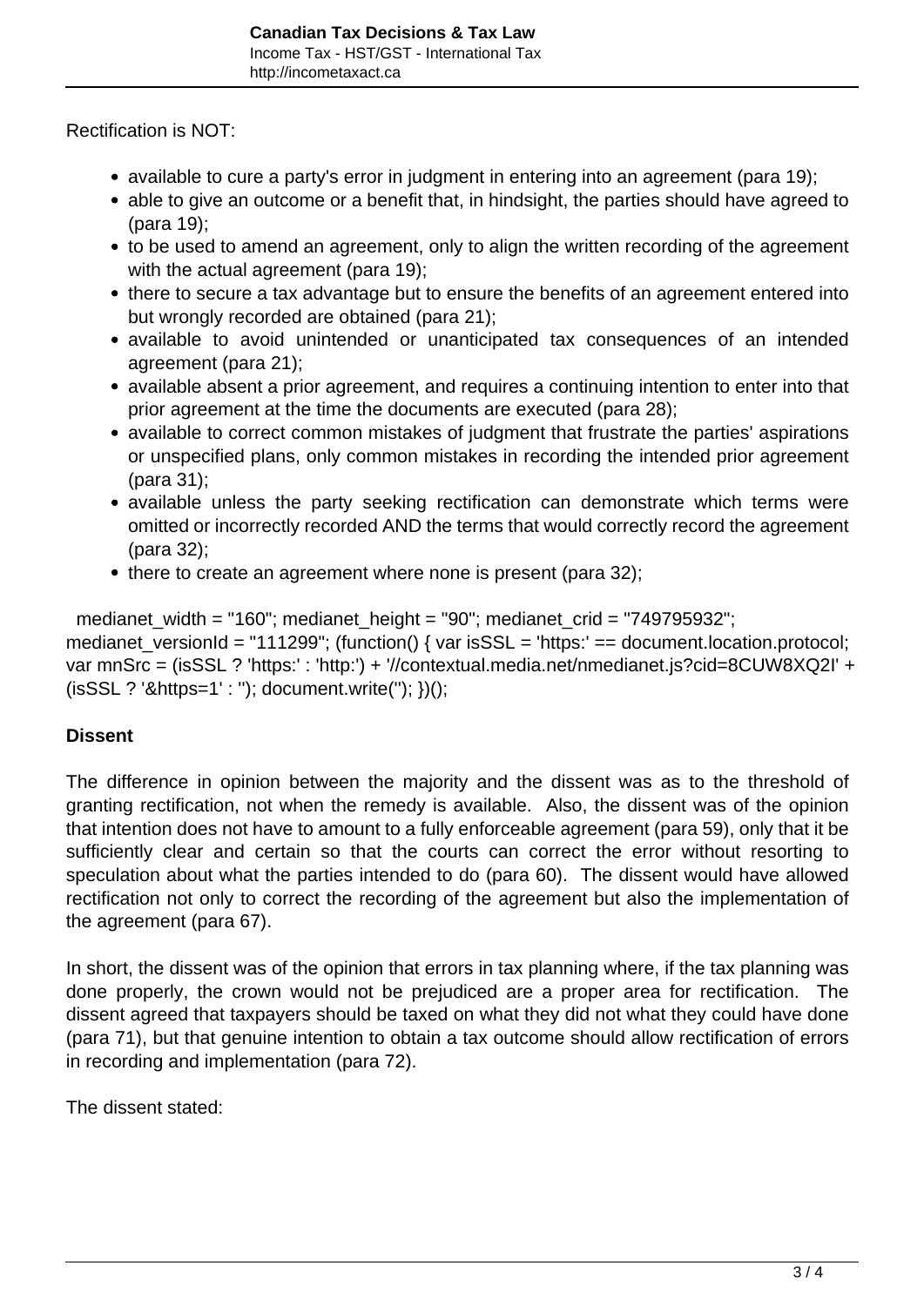Rectification is NOT:

- available to cure a party's error in judgment in entering into an agreement (para 19);
- able to give an outcome or a benefit that, in hindsight, the parties should have agreed to (para 19);
- to be used to amend an agreement, only to align the written recording of the agreement with the actual agreement (para 19);
- there to secure a tax advantage but to ensure the benefits of an agreement entered into but wrongly recorded are obtained (para 21);
- available to avoid unintended or unanticipated tax consequences of an intended agreement (para 21);
- available absent a prior agreement, and requires a continuing intention to enter into that prior agreement at the time the documents are executed (para 28);
- available to correct common mistakes of judgment that frustrate the parties' aspirations or unspecified plans, only common mistakes in recording the intended prior agreement (para 31);
- available unless the party seeking rectification can demonstrate which terms were omitted or incorrectly recorded AND the terms that would correctly record the agreement (para 32);
- there to create an agreement where none is present (para 32);

medianet_width = "160"; medianet_height = "90"; medianet_crid = "749795932"; medianet_versionId = "111299"; (function() { var isSSL = 'https:' == document.location.protocol; var mnSrc = (isSSL ? 'https:' : 'http:') + '//contextual.media.net/nmedianet.js?cid=8CUW8XQ2I' + (isSSL ? '&https=1' : ''); document.write(''); })();

**Dissent**

The difference in opinion between the majority and the dissent was as to the threshold of granting rectification, not when the remedy is available. Also, the dissent was of the opinion that intention does not have to amount to a fully enforceable agreement (para 59), only that it be sufficiently clear and certain so that the courts can correct the error without resorting to speculation about what the parties intended to do (para 60). The dissent would have allowed rectification not only to correct the recording of the agreement but also the implementation of the agreement (para 67).

In short, the dissent was of the opinion that errors in tax planning where, if the tax planning was done properly, the crown would not be prejudiced are a proper area for rectification. The dissent agreed that taxpayers should be taxed on what they did not what they could have done (para 71), but that genuine intention to obtain a tax outcome should allow rectification of errors in recording and implementation (para 72).

The dissent stated: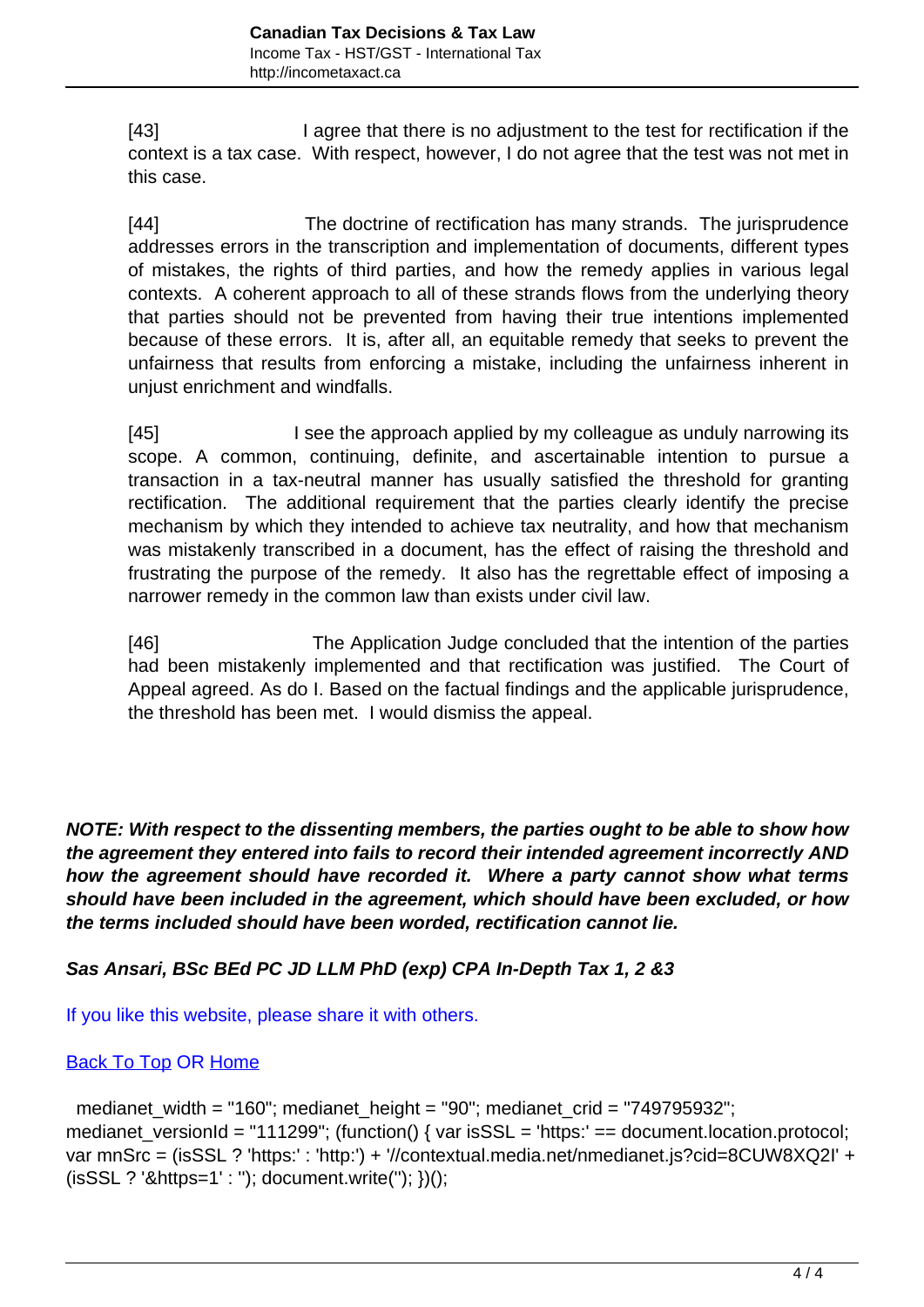[43] I agree that there is no adjustment to the test for rectification if the context is a tax case. With respect, however, I do not agree that the test was not met in this case.

[44] The doctrine of rectification has many strands. The jurisprudence addresses errors in the transcription and implementation of documents, different types of mistakes, the rights of third parties, and how the remedy applies in various legal contexts. A coherent approach to all of these strands flows from the underlying theory that parties should not be prevented from having their true intentions implemented because of these errors. It is, after all, an equitable remedy that seeks to prevent the unfairness that results from enforcing a mistake, including the unfairness inherent in unjust enrichment and windfalls.

[45] I see the approach applied by my colleague as unduly narrowing its scope. A common, continuing, definite, and ascertainable intention to pursue a transaction in a tax-neutral manner has usually satisfied the threshold for granting rectification. The additional requirement that the parties clearly identify the precise mechanism by which they intended to achieve tax neutrality, and how that mechanism was mistakenly transcribed in a document, has the effect of raising the threshold and frustrating the purpose of the remedy. It also has the regrettable effect of imposing a narrower remedy in the common law than exists under civil law.

[46] The Application Judge concluded that the intention of the parties had been mistakenly implemented and that rectification was justified. The Court of Appeal agreed. As do I. Based on the factual findings and the applicable jurisprudence, the threshold has been met. I would dismiss the appeal.

***NOTE: With respect to the dissenting members, the parties ought to be able to show how the agreement they entered into fails to record their intended agreement incorrectly AND how the agreement should have recorded it. Where a party cannot show what terms should have been included in the agreement, which should have been excluded, or how the terms included should have been worded, rectification cannot lie.***

***Sas Ansari, BSc BEd PC JD LLM PhD (exp) CPA In-Depth Tax 1, 2 &3***

If you like this website, please share it with others.

Back To Top OR Home

```
medianet_width = "160"; medianet_height = "90"; medianet_crid = "749795932"; medianet_versionId = "111299"; (function() { var isSSL = 'https:' == document.location.protocol; var mnSrc = (isSSL ? 'https:' : 'http:') + '//contextual.media.net/nmedianet.js?cid=8CUW8XQ2I' + (isSSL ? '&https=1' : ''); document.write(''); })();
```